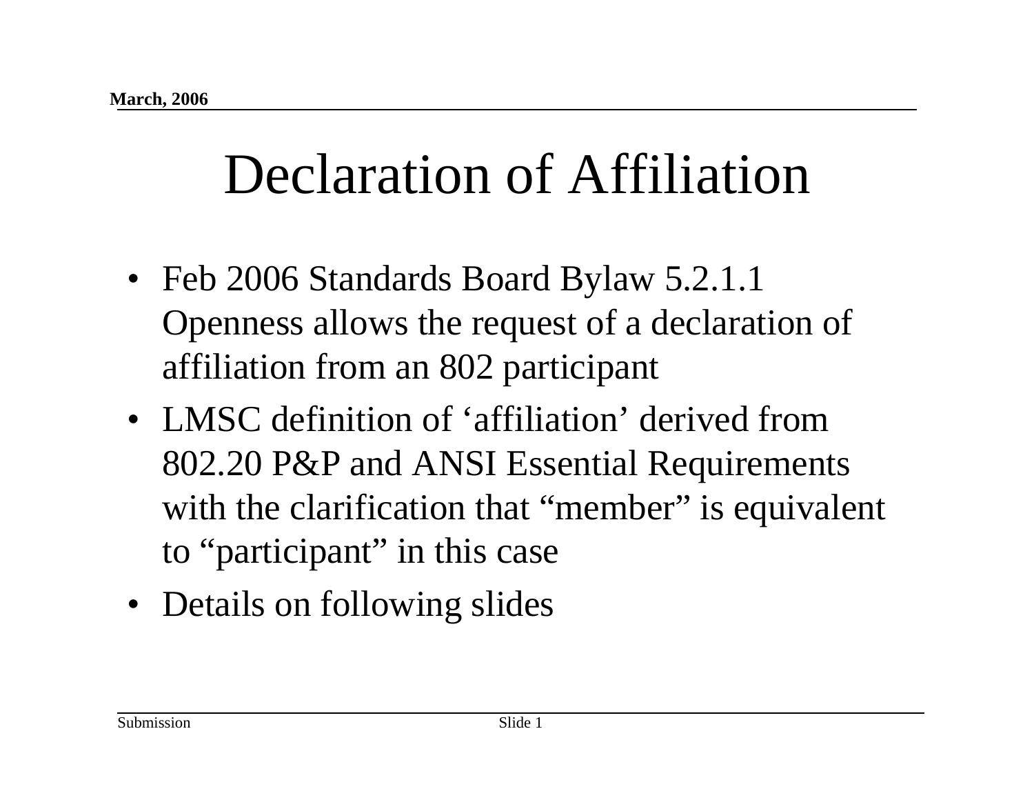# Declaration of Affiliation

- Feb 2006 Standards Board Bylaw 5.2.1.1 Openness allows the request of a declaration of affiliation from an 802 participant
- LMSC definition of ‘affiliation’ derived from 802.20 P&P and ANSI Essential Requirements with the clarification that “member” is equivalent to “participant” in this case
- Details on following slides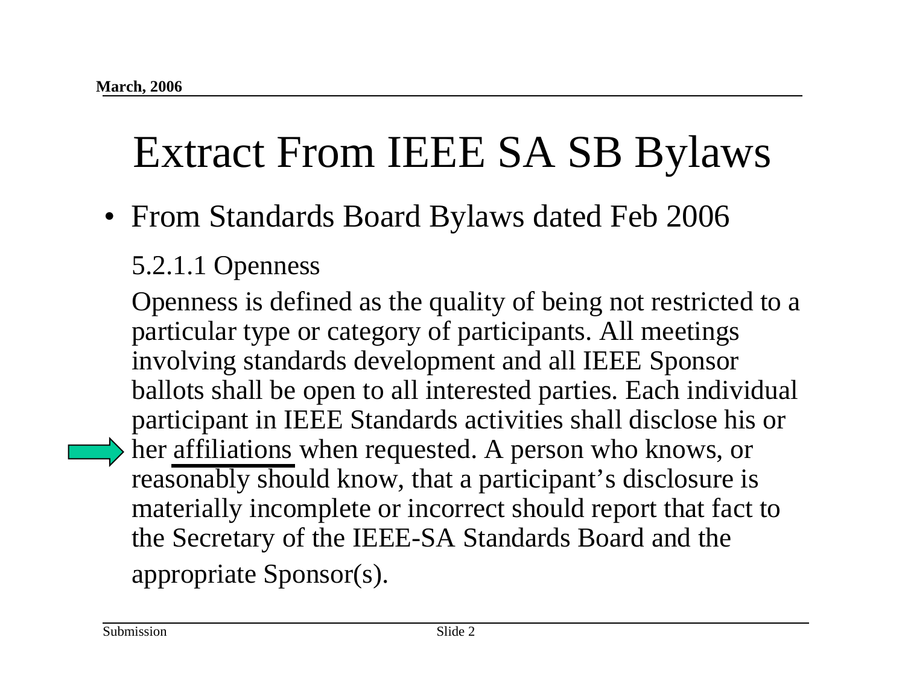# Extract From IEEE SA SB Bylaws

- From Standards Board Bylaws dated Feb 2006

5.2.1.1 Openness

Openness is defined as the quality of being not restricted to a particular type or category of participants. All meetings involving standards development and all IEEE Sponsor ballots shall be open to all interested parties. Each individual participant in IEEE Standards activities shall disclose his or her <u>affiliations</u> when requested. A person who knows, or reasonably should know, that a participant's disclosure is materially incomplete or incorrect should report that fact to the Secretary of the IEEE-SA Standards Board and the appropriate Sponsor(s).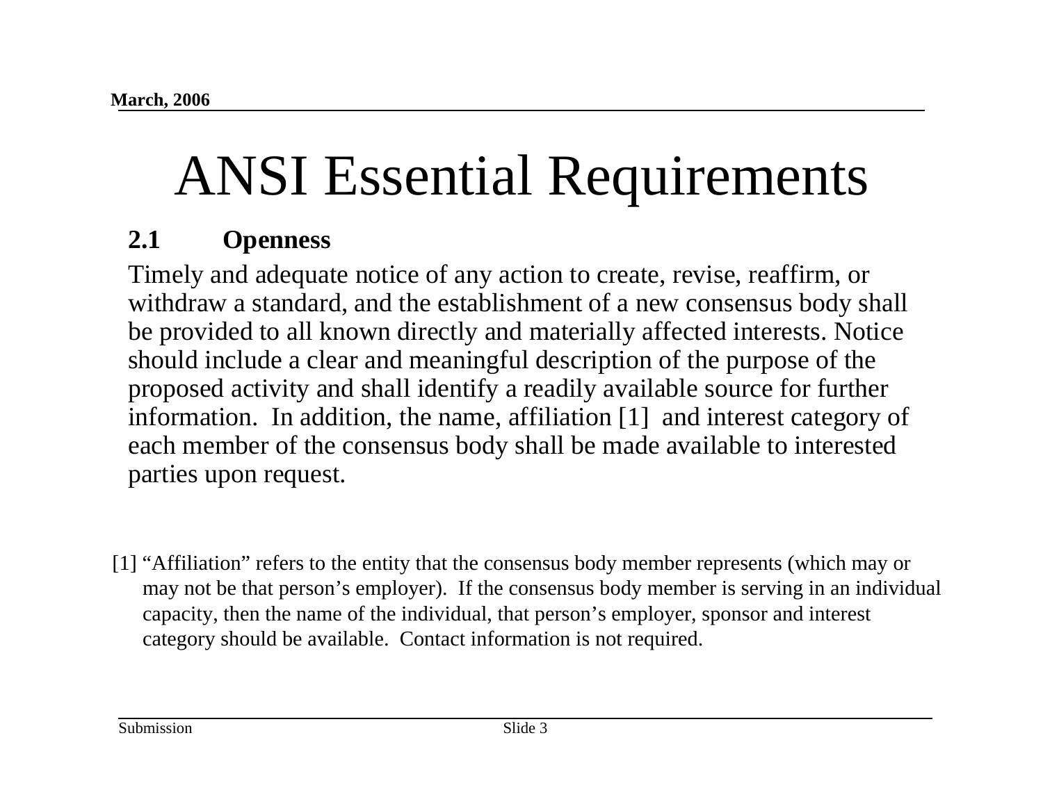# ANSI Essential Requirements

**2.1 Openness**

Timely and adequate notice of any action to create, revise, reaffirm, or withdraw a standard, and the establishment of a new consensus body shall be provided to all known directly and materially affected interests. Notice should include a clear and meaningful description of the purpose of the proposed activity and shall identify a readily available source for further information. In addition, the name, affiliation [1] and interest category of each member of the consensus body shall be made available to interested parties upon request.

[1] "Affiliation" refers to the entity that the consensus body member represents (which may or may not be that person's employer). If the consensus body member is serving in an individual capacity, then the name of the individual, that person's employer, sponsor and interest category should be available. Contact information is not required.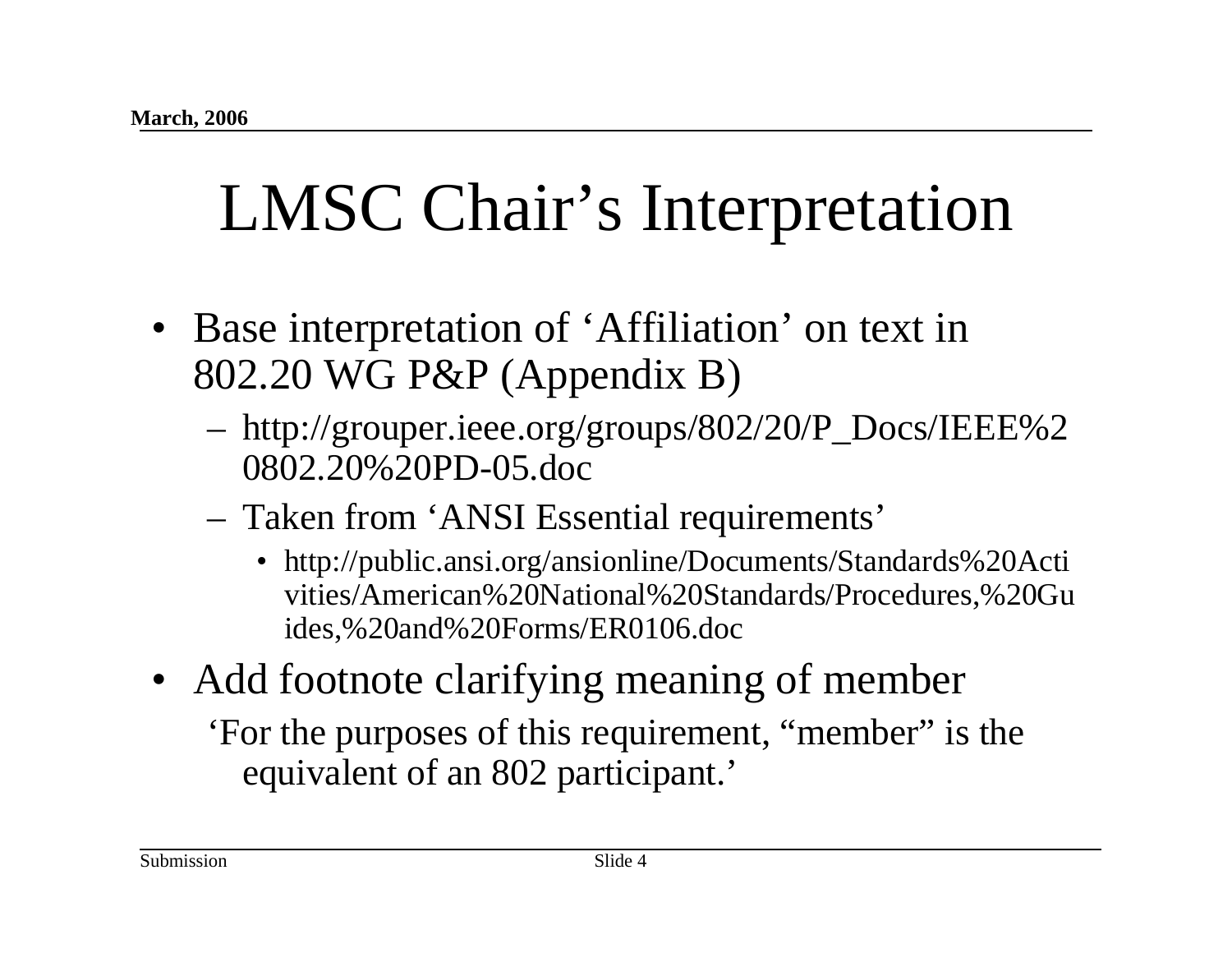# LMSC Chair's Interpretation

- Base interpretation of 'Affiliation' on text in 802.20 WG P&P (Appendix B)
  - http://grouper.ieee.org/groups/802/20/P_Docs/IEEE%20802.20%20PD-05.doc
  - Taken from 'ANSI Essential requirements'
    - http://public.ansi.org/ansionline/Documents/Standards%20Activities/American%20National%20Standards/Procedures,%20Guides,%20and%20Forms/ER0106.doc
- Add footnote clarifying meaning of member

  'For the purposes of this requirement, "member" is the equivalent of an 802 participant.'